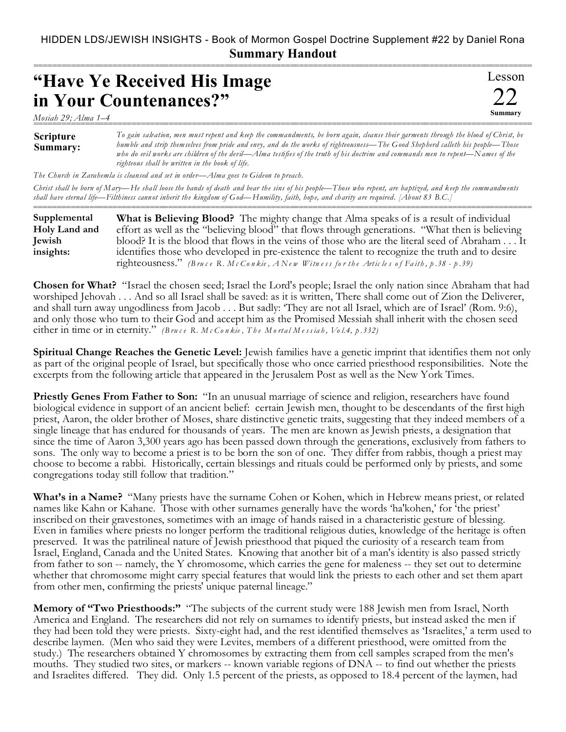HIDDEN LDS/JEWISH INSIGHTS - Book of Mormon Gospel Doctrine Supplement #22 by Daniel Rona

**Summary Handout**

# "Have Ye Received His Image in Your Countenances?"

Lesson 22 Summary

*Mosiah 29; Alma 1–4*

**Scripture Summary:** *To gain salvation, men must repent and keep the commandments, be born again, cleanse their garments through the blood of Christ, be humble and strip themselves from pride and envy, and do the works of righteousness—The Good Shepherd calleth his people—Those who do evil works are children of the devil—Alma testifies of the truth of his doctrine and commands men to repent—Names of the righteous shall be written in the book of life.*

*The Church in Zarahemla is cleansed and set in order—Alma goes to Gideon to preach.*

*Christ shall be born of Mary—He shall loose the bands of death and bear the sins of his people—Those who repent, are baptized, and keep the commandments shall have eternal life—Filthiness cannot inherit the kingdom of God—Humility, faith, hope, and charity are required. [About 83 B.C.]*

**Supplemental Holy Land and Jewish insights:**

**What is Believing Blood?** The mighty change that Alma speaks of is a result of individual effort as well as the "believing blood" that flows through generations. "What then is believing blood? It is the blood that flows in the veins of those who are the literal seed of Abraham . . . It identifies those who developed in pre-existence the talent to recognize the truth and to desire righteousness." *(Bruce R. McConkie, A New Witness for the Articles of Faith, p.38 - p.39)*

**Chosen for What?** "Israel the chosen seed; Israel the Lord's people; Israel the only nation since Abraham that had worshiped Jehovah . . . And so all Israel shall be saved: as it is written, There shall come out of Zion the Deliverer, and shall turn away ungodliness from Jacob . . . But sadly: 'They are not all Israel, which are of Israel' (Rom. 9:6), and only those who turn to their God and accept him as the Promised Messiah shall inherit with the chosen seed either in time or in eternity." *(Bruce R. McConkie, The Mortal Messiah, Vol.4, p.332)*

**Spiritual Change Reaches the Genetic Level:** Jewish families have a genetic imprint that identifies them not only as part of the original people of Israel, but specifically those who once carried priesthood responsibilities. Note the excerpts from the following article that appeared in the Jerusalem Post as well as the New York Times.

**Priestly Genes From Father to Son:** "In an unusual marriage of science and religion, researchers have found biological evidence in support of an ancient belief: certain Jewish men, thought to be descendants of the first high priest, Aaron, the older brother of Moses, share distinctive genetic traits, suggesting that they indeed members of a single lineage that has endured for thousands of years. The men are known as Jewish priests, a designation that since the time of Aaron 3,300 years ago has been passed down through the generations, exclusively from fathers to sons. The only way to become a priest is to be born the son of one. They differ from rabbis, though a priest may choose to become a rabbi. Historically, certain blessings and rituals could be performed only by priests, and some congregations today still follow that tradition."

**What's in a Name?** "Many priests have the surname Cohen or Kohen, which in Hebrew means priest, or related names like Kahn or Kahane. Those with other surnames generally have the words 'ha'kohen,' for 'the priest' inscribed on their gravestones, sometimes with an image of hands raised in a characteristic gesture of blessing. Even in families where priests no longer perform the traditional religious duties, knowledge of the heritage is often preserved. It was the patrilineal nature of Jewish priesthood that piqued the curiosity of a research team from Israel, England, Canada and the United States. Knowing that another bit of a man's identity is also passed strictly from father to son -- namely, the Y chromosome, which carries the gene for maleness -- they set out to determine whether that chromosome might carry special features that would link the priests to each other and set them apart from other men, confirming the priests' unique paternal lineage."

**Memory of "Two Priesthoods:"** "The subjects of the current study were 188 Jewish men from Israel, North America and England. The researchers did not rely on surnames to identify priests, but instead asked the men if they had been told they were priests. Sixty-eight had, and the rest identified themselves as 'Israelites,' a term used to describe laymen. (Men who said they were Levites, members of a different priesthood, were omitted from the study.) The researchers obtained Y chromosomes by extracting them from cell samples scraped from the men's mouths. They studied two sites, or markers -- known variable regions of DNA -- to find out whether the priests and Israelites differed. They did. Only 1.5 percent of the priests, as opposed to 18.4 percent of the laymen, had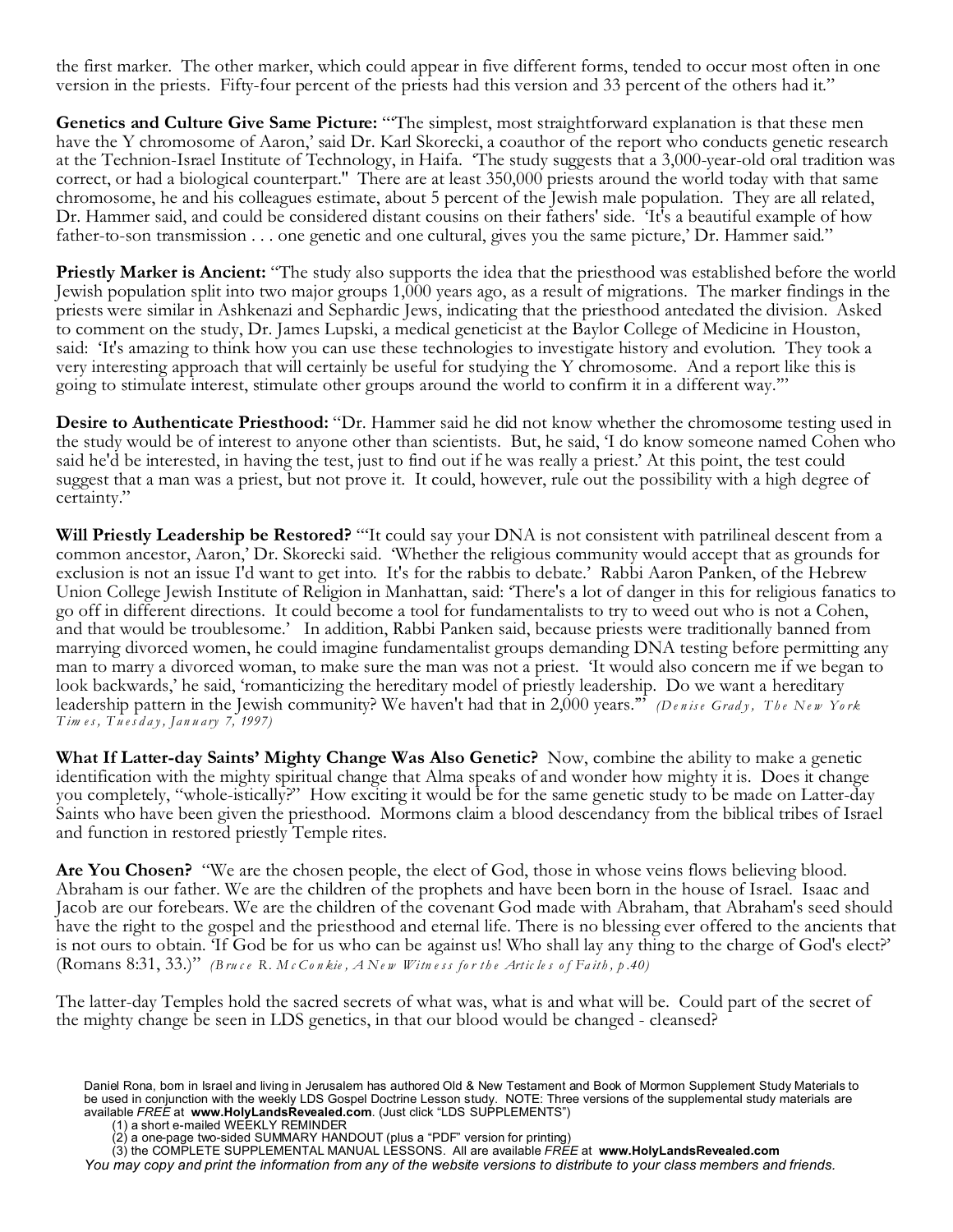the first marker. The other marker, which could appear in five different forms, tended to occur most often in one version in the priests. Fifty-four percent of the priests had this version and 33 percent of the others had it."

**Genetics and Culture Give Same Picture:** "'The simplest, most straightforward explanation is that these men have the Y chromosome of Aaron,' said Dr. Karl Skorecki, a coauthor of the report who conducts genetic research at the Technion-Israel Institute of Technology, in Haifa. 'The study suggests that a 3,000-year-old oral tradition was correct, or had a biological counterpart." There are at least 350,000 priests around the world today with that same chromosome, he and his colleagues estimate, about 5 percent of the Jewish male population. They are all related, Dr. Hammer said, and could be considered distant cousins on their fathers' side. 'It's a beautiful example of how father-to-son transmission . . . one genetic and one cultural, gives you the same picture,' Dr. Hammer said."

**Priestly Marker is Ancient:** "The study also supports the idea that the priesthood was established before the world Jewish population split into two major groups 1,000 years ago, as a result of migrations. The marker findings in the priests were similar in Ashkenazi and Sephardic Jews, indicating that the priesthood antedated the division. Asked to comment on the study, Dr. James Lupski, a medical geneticist at the Baylor College of Medicine in Houston, said: 'It's amazing to think how you can use these technologies to investigate history and evolution. They took a very interesting approach that will certainly be useful for studying the Y chromosome. And a report like this is going to stimulate interest, stimulate other groups around the world to confirm it in a different way.'"

**Desire to Authenticate Priesthood:** "Dr. Hammer said he did not know whether the chromosome testing used in the study would be of interest to anyone other than scientists. But, he said, 'I do know someone named Cohen who said he'd be interested, in having the test, just to find out if he was really a priest.' At this point, the test could suggest that a man was a priest, but not prove it. It could, however, rule out the possibility with a high degree of certainty."

**Will Priestly Leadership be Restored?** "'It could say your DNA is not consistent with patrilineal descent from a common ancestor, Aaron,' Dr. Skorecki said. 'Whether the religious community would accept that as grounds for exclusion is not an issue I'd want to get into. It's for the rabbis to debate.' Rabbi Aaron Panken, of the Hebrew Union College Jewish Institute of Religion in Manhattan, said: 'There's a lot of danger in this for religious fanatics to go off in different directions. It could become a tool for fundamentalists to try to weed out who is not a Cohen, and that would be troublesome.' In addition, Rabbi Panken said, because priests were traditionally banned from marrying divorced women, he could imagine fundamentalist groups demanding DNA testing before permitting any man to marry a divorced woman, to make sure the man was not a priest. 'It would also concern me if we began to look backwards,' he said, 'romanticizing the hereditary model of priestly leadership. Do we want a hereditary leadership pattern in the Jewish community? We haven't had that in 2,000 years.'" *(Denise Grady, The New York Times, Tuesday, January 7, 1997)*

**What If Latter-day Saints' Mighty Change Was Also Genetic?** Now, combine the ability to make a genetic identification with the mighty spiritual change that Alma speaks of and wonder how mighty it is. Does it change you completely, "whole-istically?" How exciting it would be for the same genetic study to be made on Latter-day Saints who have been given the priesthood. Mormons claim a blood descendancy from the biblical tribes of Israel and function in restored priestly Temple rites.

**Are You Chosen?** "We are the chosen people, the elect of God, those in whose veins flows believing blood. Abraham is our father. We are the children of the prophets and have been born in the house of Israel. Isaac and Jacob are our forebears. We are the children of the covenant God made with Abraham, that Abraham's seed should have the right to the gospel and the priesthood and eternal life. There is no blessing ever offered to the ancients that is not ours to obtain. 'If God be for us who can be against us! Who shall lay any thing to the charge of God's elect?' (Romans 8:31, 33.)" *(Bruce R. McConkie, A New Witness for the Articles of Faith, p.40)*

The latter-day Temples hold the sacred secrets of what was, what is and what will be. Could part of the secret of the mighty change be seen in LDS genetics, in that our blood would be changed - cleansed?

Daniel Rona, born in Israel and living in Jerusalem has authored Old & New Testament and Book of Mormon Supplement Study Materials to be used in conjunction with the weekly LDS Gospel Doctrine Lesson study. NOTE: Three versions of the supplemental study materials are available *FREE* at **www.HolyLandsRevealed.com**. (Just click "LDS SUPPLEMENTS")

(1) a short e-mailed WEEKLY REMINDER
(2) a one-page two-sided SUMMARY HANDOUT (plus a "PDF" version for printing)
(3) the COMPLETE SUPPLEMENTAL MANUAL LESSONS. All are available *FREE* at **www.HolyLandsRevealed.com**

*You may copy and print the information from any of the website versions to distribute to your class members and friends.*